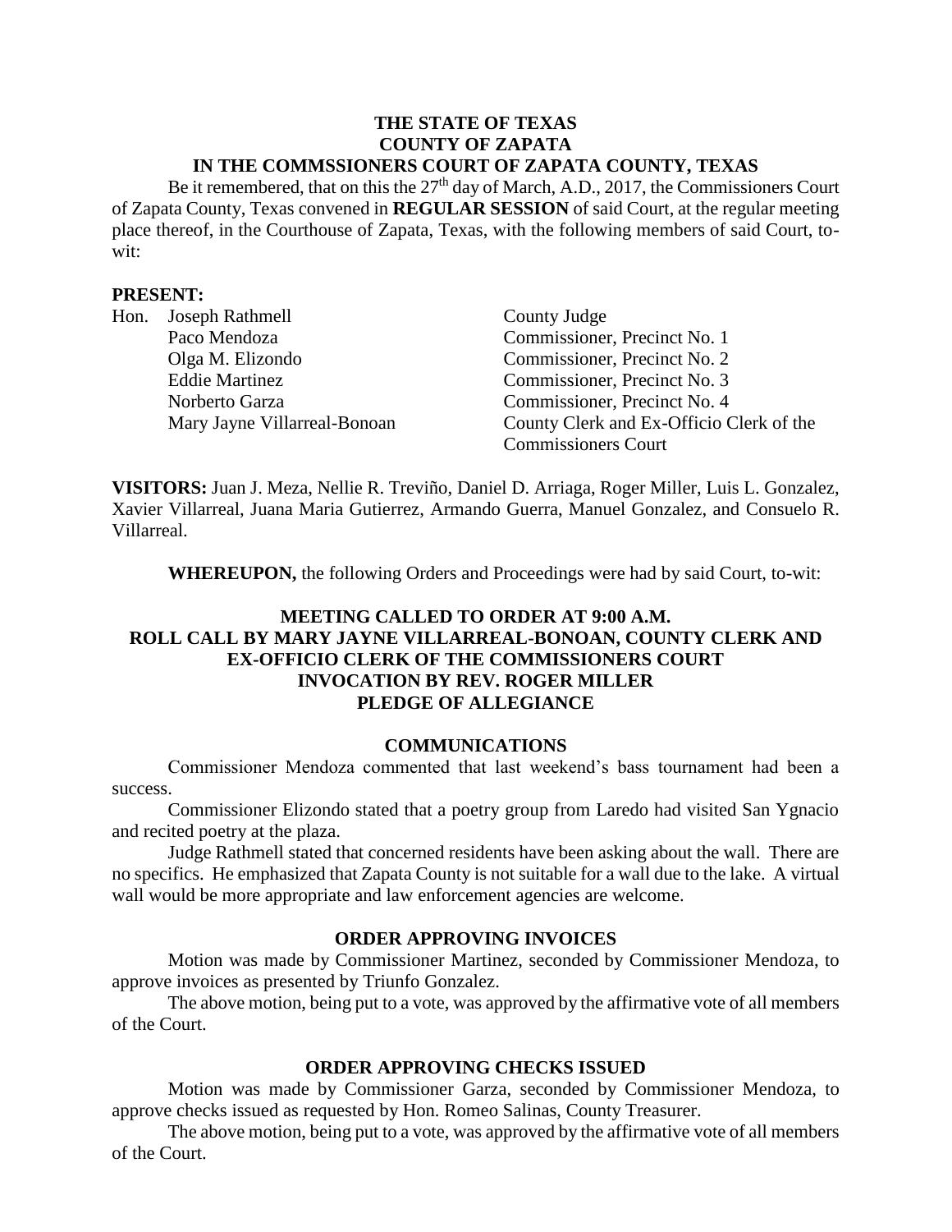**THE STATE OF TEXAS**
**COUNTY OF ZAPATA**
**IN THE COMMSSIONERS COURT OF ZAPATA COUNTY, TEXAS**

Be it remembered, that on this the 27th day of March, A.D., 2017, the Commissioners Court of Zapata County, Texas convened in **REGULAR SESSION** of said Court, at the regular meeting place thereof, in the Courthouse of Zapata, Texas, with the following members of said Court, to-wit:

**PRESENT:**

| | | |
|---|---|---|
| Hon. | Joseph Rathmell | County Judge |
| | Paco Mendoza | Commissioner, Precinct No. 1 |
| | Olga M. Elizondo | Commissioner, Precinct No. 2 |
| | Eddie Martinez | Commissioner, Precinct No. 3 |
| | Norberto Garza | Commissioner, Precinct No. 4 |
| | Mary Jayne Villarreal-Bonoan | County Clerk and Ex-Officio Clerk of the Commissioners Court |

**VISITORS:** Juan J. Meza, Nellie R. Treviño, Daniel D. Arriaga, Roger Miller, Luis L. Gonzalez, Xavier Villarreal, Juana Maria Gutierrez, Armando Guerra, Manuel Gonzalez, and Consuelo R. Villarreal.

**WHEREUPON,** the following Orders and Proceedings were had by said Court, to-wit:

**MEETING CALLED TO ORDER AT 9:00 A.M.**
**ROLL CALL BY MARY JAYNE VILLARREAL-BONOAN, COUNTY CLERK AND EX-OFFICIO CLERK OF THE COMMISSIONERS COURT**
**INVOCATION BY REV. ROGER MILLER**
**PLEDGE OF ALLEGIANCE**

**COMMUNICATIONS**

Commissioner Mendoza commented that last weekend's bass tournament had been a success.

Commissioner Elizondo stated that a poetry group from Laredo had visited San Ygnacio and recited poetry at the plaza.

Judge Rathmell stated that concerned residents have been asking about the wall. There are no specifics. He emphasized that Zapata County is not suitable for a wall due to the lake. A virtual wall would be more appropriate and law enforcement agencies are welcome.

**ORDER APPROVING INVOICES**

Motion was made by Commissioner Martinez, seconded by Commissioner Mendoza, to approve invoices as presented by Triunfo Gonzalez.

The above motion, being put to a vote, was approved by the affirmative vote of all members of the Court.

**ORDER APPROVING CHECKS ISSUED**

Motion was made by Commissioner Garza, seconded by Commissioner Mendoza, to approve checks issued as requested by Hon. Romeo Salinas, County Treasurer.

The above motion, being put to a vote, was approved by the affirmative vote of all members of the Court.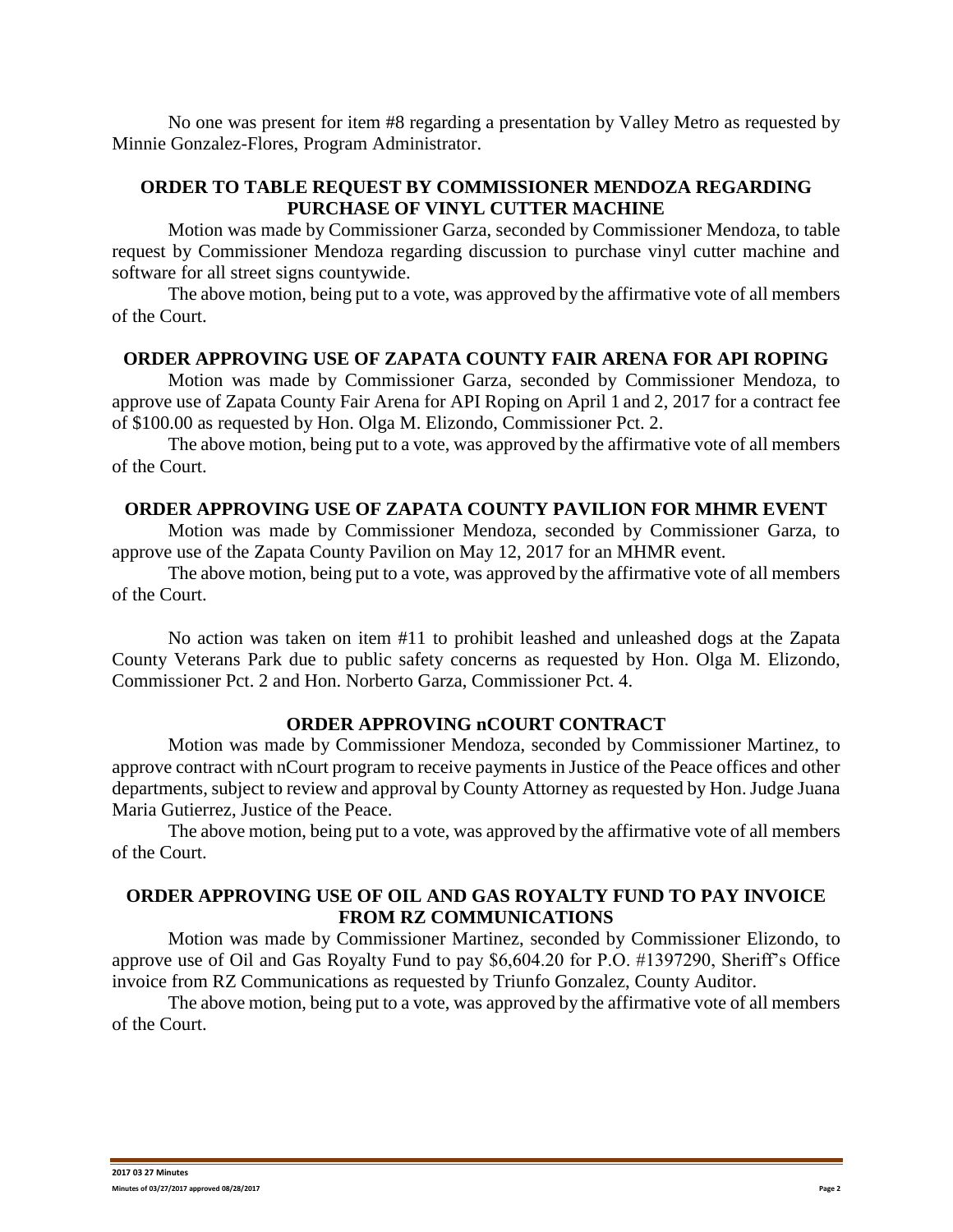No one was present for item #8 regarding a presentation by Valley Metro as requested by Minnie Gonzalez-Flores, Program Administrator.

## ORDER TO TABLE REQUEST BY COMMISSIONER MENDOZA REGARDING PURCHASE OF VINYL CUTTER MACHINE

Motion was made by Commissioner Garza, seconded by Commissioner Mendoza, to table request by Commissioner Mendoza regarding discussion to purchase vinyl cutter machine and software for all street signs countywide.

The above motion, being put to a vote, was approved by the affirmative vote of all members of the Court.

## ORDER APPROVING USE OF ZAPATA COUNTY FAIR ARENA FOR API ROPING

Motion was made by Commissioner Garza, seconded by Commissioner Mendoza, to approve use of Zapata County Fair Arena for API Roping on April 1 and 2, 2017 for a contract fee of $100.00 as requested by Hon. Olga M. Elizondo, Commissioner Pct. 2.

The above motion, being put to a vote, was approved by the affirmative vote of all members of the Court.

## ORDER APPROVING USE OF ZAPATA COUNTY PAVILION FOR MHMR EVENT

Motion was made by Commissioner Mendoza, seconded by Commissioner Garza, to approve use of the Zapata County Pavilion on May 12, 2017 for an MHMR event.

The above motion, being put to a vote, was approved by the affirmative vote of all members of the Court.

No action was taken on item #11 to prohibit leashed and unleashed dogs at the Zapata County Veterans Park due to public safety concerns as requested by Hon. Olga M. Elizondo, Commissioner Pct. 2 and Hon. Norberto Garza, Commissioner Pct. 4.

## ORDER APPROVING nCOURT CONTRACT

Motion was made by Commissioner Mendoza, seconded by Commissioner Martinez, to approve contract with nCourt program to receive payments in Justice of the Peace offices and other departments, subject to review and approval by County Attorney as requested by Hon. Judge Juana Maria Gutierrez, Justice of the Peace.

The above motion, being put to a vote, was approved by the affirmative vote of all members of the Court.

## ORDER APPROVING USE OF OIL AND GAS ROYALTY FUND TO PAY INVOICE FROM RZ COMMUNICATIONS

Motion was made by Commissioner Martinez, seconded by Commissioner Elizondo, to approve use of Oil and Gas Royalty Fund to pay $6,604.20 for P.O. #1397290, Sheriff's Office invoice from RZ Communications as requested by Triunfo Gonzalez, County Auditor.

The above motion, being put to a vote, was approved by the affirmative vote of all members of the Court.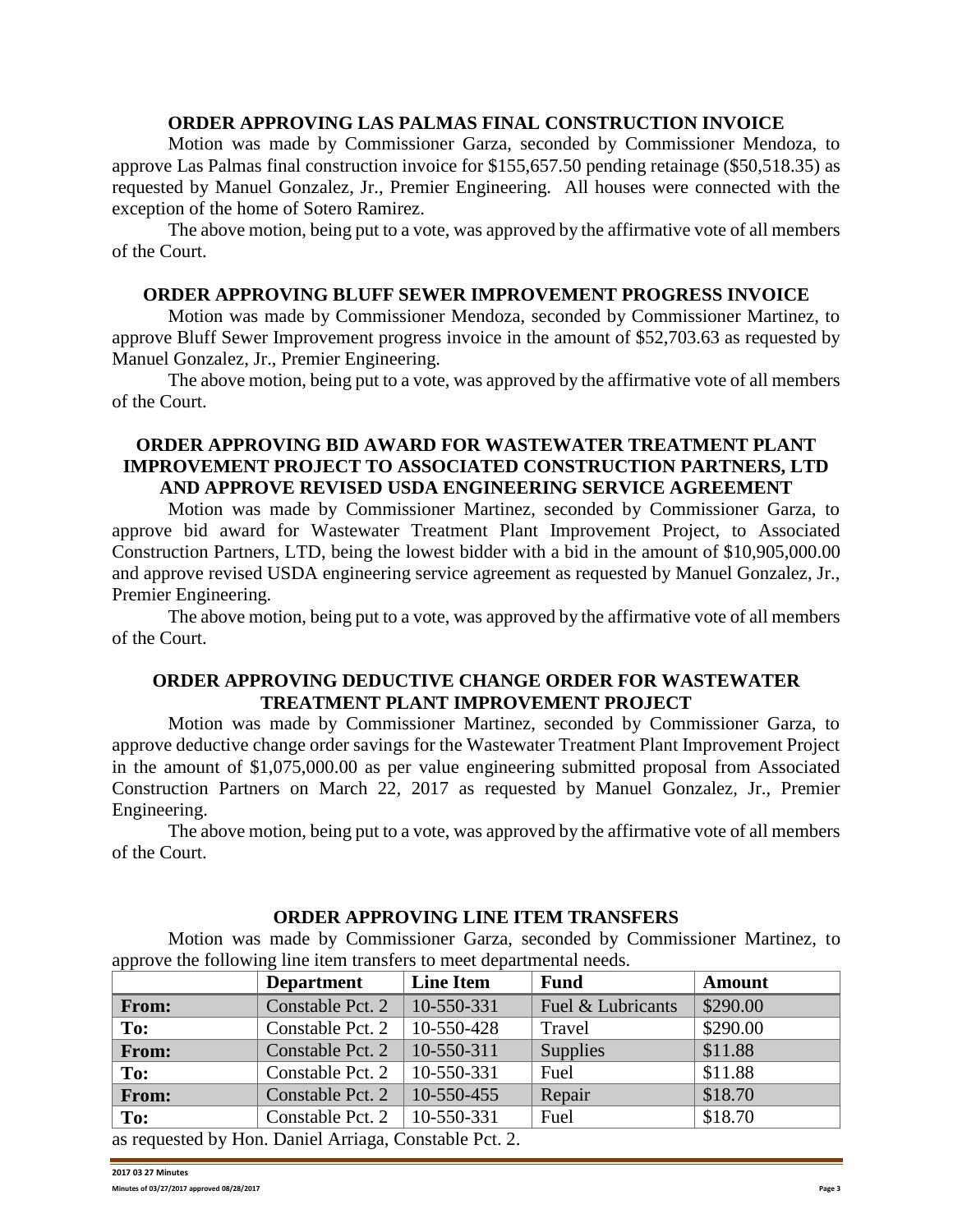### ORDER APPROVING LAS PALMAS FINAL CONSTRUCTION INVOICE

Motion was made by Commissioner Garza, seconded by Commissioner Mendoza, to approve Las Palmas final construction invoice for $155,657.50 pending retainage ($50,518.35) as requested by Manuel Gonzalez, Jr., Premier Engineering. All houses were connected with the exception of the home of Sotero Ramirez.

The above motion, being put to a vote, was approved by the affirmative vote of all members of the Court.

### ORDER APPROVING BLUFF SEWER IMPROVEMENT PROGRESS INVOICE

Motion was made by Commissioner Mendoza, seconded by Commissioner Martinez, to approve Bluff Sewer Improvement progress invoice in the amount of $52,703.63 as requested by Manuel Gonzalez, Jr., Premier Engineering.

The above motion, being put to a vote, was approved by the affirmative vote of all members of the Court.

### ORDER APPROVING BID AWARD FOR WASTEWATER TREATMENT PLANT IMPROVEMENT PROJECT TO ASSOCIATED CONSTRUCTION PARTNERS, LTD AND APPROVE REVISED USDA ENGINEERING SERVICE AGREEMENT

Motion was made by Commissioner Martinez, seconded by Commissioner Garza, to approve bid award for Wastewater Treatment Plant Improvement Project, to Associated Construction Partners, LTD, being the lowest bidder with a bid in the amount of $10,905,000.00 and approve revised USDA engineering service agreement as requested by Manuel Gonzalez, Jr., Premier Engineering.

The above motion, being put to a vote, was approved by the affirmative vote of all members of the Court.

### ORDER APPROVING DEDUCTIVE CHANGE ORDER FOR WASTEWATER TREATMENT PLANT IMPROVEMENT PROJECT

Motion was made by Commissioner Martinez, seconded by Commissioner Garza, to approve deductive change order savings for the Wastewater Treatment Plant Improvement Project in the amount of $1,075,000.00 as per value engineering submitted proposal from Associated Construction Partners on March 22, 2017 as requested by Manuel Gonzalez, Jr., Premier Engineering.

The above motion, being put to a vote, was approved by the affirmative vote of all members of the Court.

### ORDER APPROVING LINE ITEM TRANSFERS

Motion was made by Commissioner Garza, seconded by Commissioner Martinez, to approve the following line item transfers to meet departmental needs.

| | Department | Line Item | Fund | Amount |
|---|---|---|---|---|
| **From:** | Constable Pct. 2 | 10-550-331 | Fuel & Lubricants | $290.00 |
| **To:** | Constable Pct. 2 | 10-550-428 | Travel | $290.00 |
| **From:** | Constable Pct. 2 | 10-550-311 | Supplies | $11.88 |
| **To:** | Constable Pct. 2 | 10-550-331 | Fuel | $11.88 |
| **From:** | Constable Pct. 2 | 10-550-455 | Repair | $18.70 |
| **To:** | Constable Pct. 2 | 10-550-331 | Fuel | $18.70 |

as requested by Hon. Daniel Arriaga, Constable Pct. 2.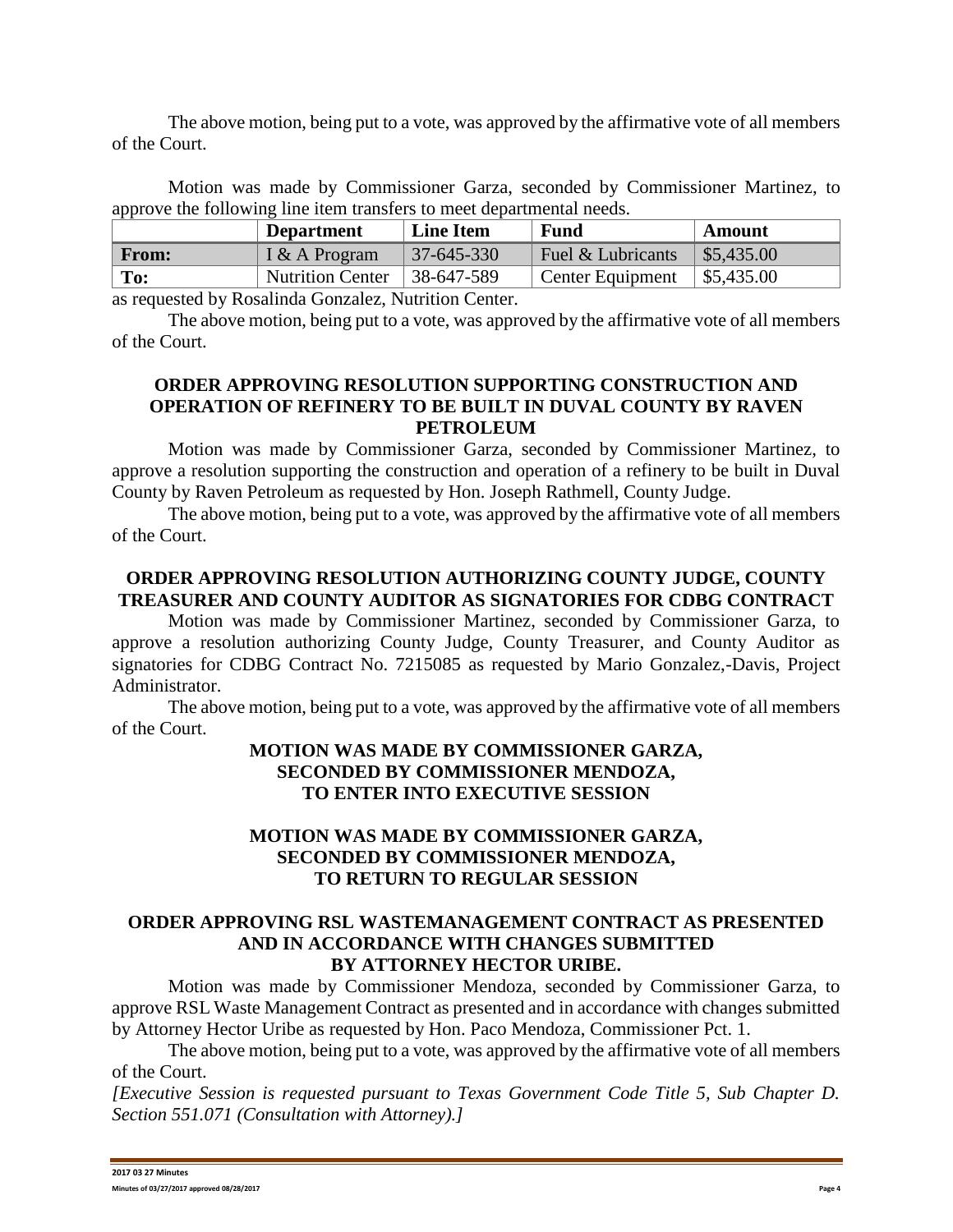The above motion, being put to a vote, was approved by the affirmative vote of all members of the Court.

Motion was made by Commissioner Garza, seconded by Commissioner Martinez, to approve the following line item transfers to meet departmental needs.

| | Department | Line Item | Fund | Amount |
|---|---|---|---|---|
| **From:** | I & A Program | 37-645-330 | Fuel & Lubricants | $5,435.00 |
| **To:** | Nutrition Center | 38-647-589 | Center Equipment | $5,435.00 |

as requested by Rosalinda Gonzalez, Nutrition Center.

The above motion, being put to a vote, was approved by the affirmative vote of all members of the Court.

## ORDER APPROVING RESOLUTION SUPPORTING CONSTRUCTION AND OPERATION OF REFINERY TO BE BUILT IN DUVAL COUNTY BY RAVEN PETROLEUM

Motion was made by Commissioner Garza, seconded by Commissioner Martinez, to approve a resolution supporting the construction and operation of a refinery to be built in Duval County by Raven Petroleum as requested by Hon. Joseph Rathmell, County Judge.

The above motion, being put to a vote, was approved by the affirmative vote of all members of the Court.

## ORDER APPROVING RESOLUTION AUTHORIZING COUNTY JUDGE, COUNTY TREASURER AND COUNTY AUDITOR AS SIGNATORIES FOR CDBG CONTRACT

Motion was made by Commissioner Martinez, seconded by Commissioner Garza, to approve a resolution authorizing County Judge, County Treasurer, and County Auditor as signatories for CDBG Contract No. 7215085 as requested by Mario Gonzalez,-Davis, Project Administrator.

The above motion, being put to a vote, was approved by the affirmative vote of all members of the Court.

## MOTION WAS MADE BY COMMISSIONER GARZA, SECONDED BY COMMISSIONER MENDOZA, TO ENTER INTO EXECUTIVE SESSION

## MOTION WAS MADE BY COMMISSIONER GARZA, SECONDED BY COMMISSIONER MENDOZA, TO RETURN TO REGULAR SESSION

## ORDER APPROVING RSL WASTEMANAGEMENT CONTRACT AS PRESENTED AND IN ACCORDANCE WITH CHANGES SUBMITTED BY ATTORNEY HECTOR URIBE.

Motion was made by Commissioner Mendoza, seconded by Commissioner Garza, to approve RSL Waste Management Contract as presented and in accordance with changes submitted by Attorney Hector Uribe as requested by Hon. Paco Mendoza, Commissioner Pct. 1.

The above motion, being put to a vote, was approved by the affirmative vote of all members of the Court.

*[Executive Session is requested pursuant to Texas Government Code Title 5, Sub Chapter D. Section 551.071 (Consultation with Attorney).]*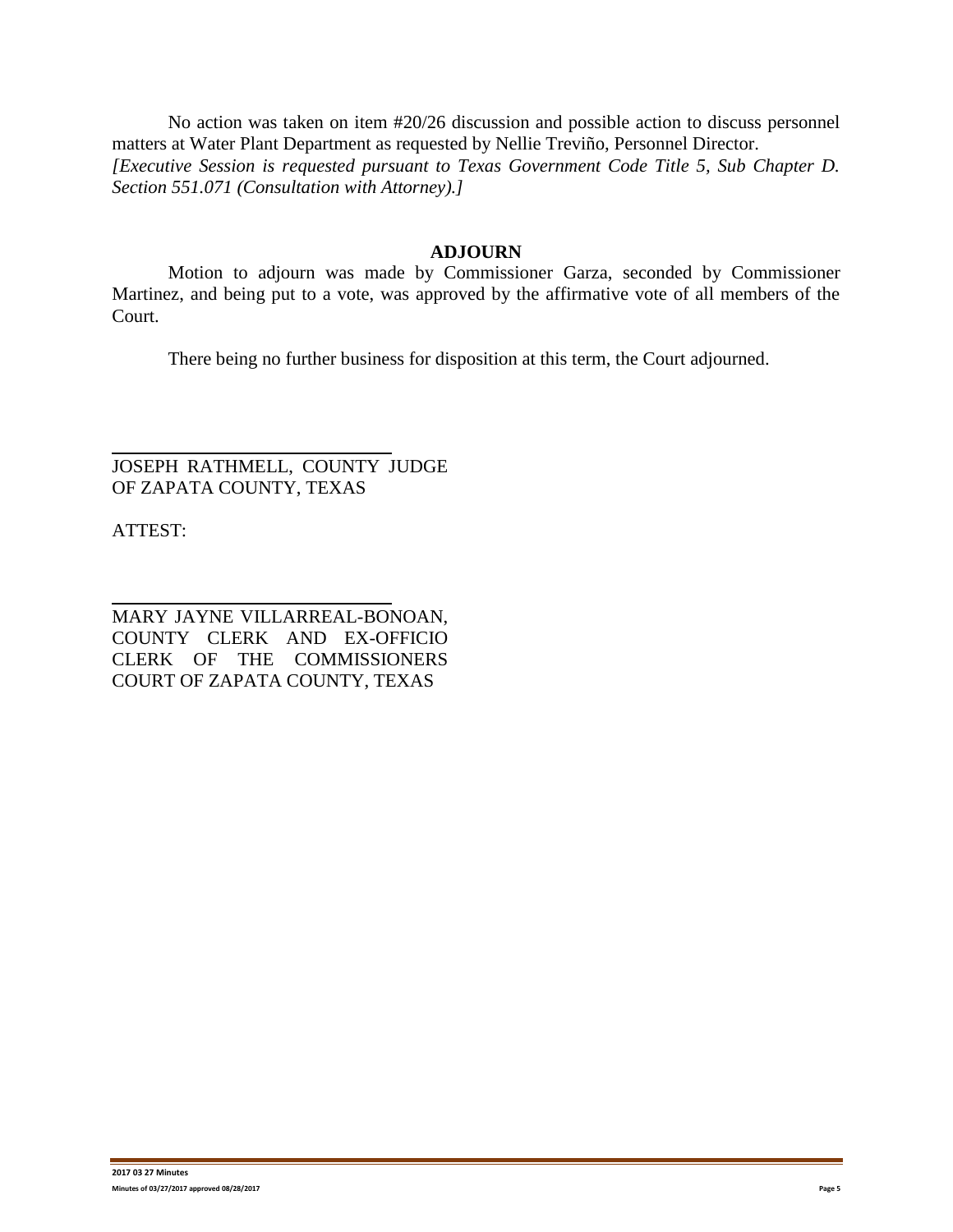No action was taken on item #20/26 discussion and possible action to discuss personnel matters at Water Plant Department as requested by Nellie Treviño, Personnel Director. *[Executive Session is requested pursuant to Texas Government Code Title 5, Sub Chapter D. Section 551.071 (Consultation with Attorney).]*

**ADJOURN**

Motion to adjourn was made by Commissioner Garza, seconded by Commissioner Martinez, and being put to a vote, was approved by the affirmative vote of all members of the Court.

There being no further business for disposition at this term, the Court adjourned.

JOSEPH RATHMELL, COUNTY JUDGE OF ZAPATA COUNTY, TEXAS

ATTEST:

MARY JAYNE VILLARREAL-BONOAN, COUNTY CLERK AND EX-OFFICIO CLERK OF THE COMMISSIONERS COURT OF ZAPATA COUNTY, TEXAS